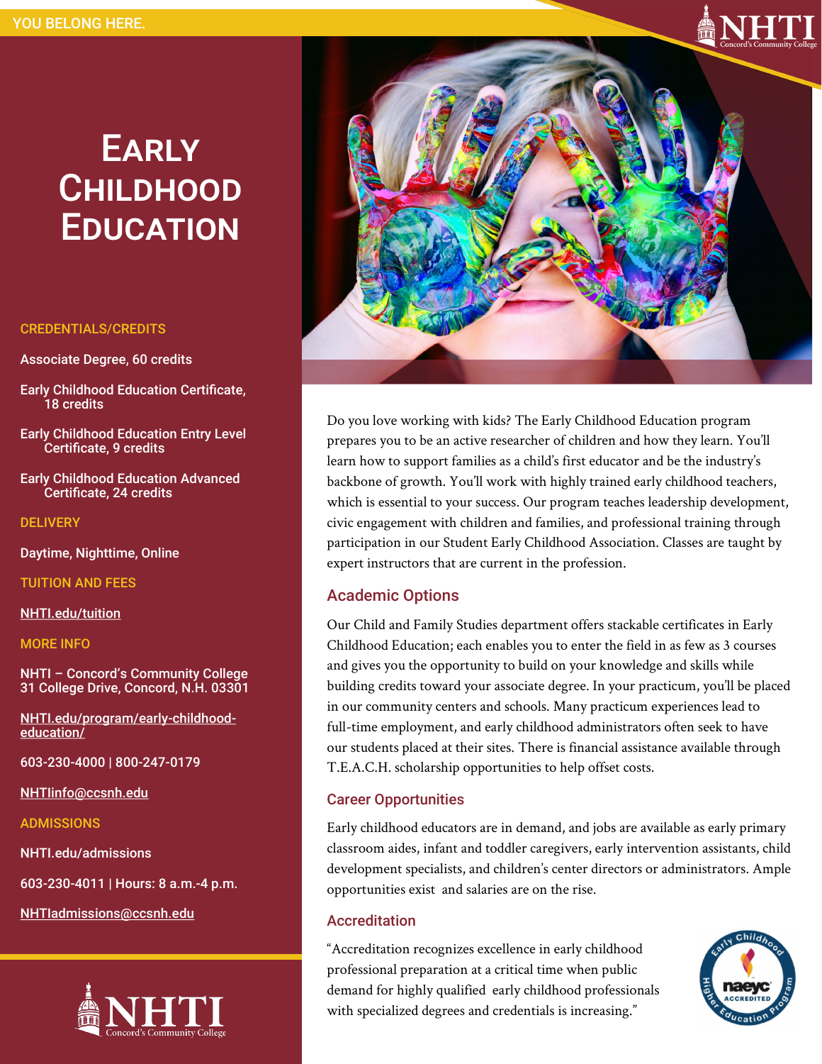YOU BELONG HERE.

# Early Childhood Education

### CREDENTIALS/CREDITS

Associate Degree, 60 credits

Early Childhood Education Certificate, 18 credits

Early Childhood Education Entry Level Certificate, 9 credits

Early Childhood Education Advanced Certificate, 24 credits

### DELIVERY

Daytime, Nighttime, Online

### TUITION AND FEES

NHTI.edu/tuition

### MORE INFO

NHTI – Concord's Community College
31 College Drive, Concord, N.H. 03301

NHTI.edu/program/early-childhood-education/

603-230-4000 | 800-247-0179

NHTIinfo@ccsnh.edu

### ADMISSIONS

NHTI.edu/admissions

603-230-4011 | Hours: 8 a.m.-4 p.m.

NHTIadmissions@ccsnh.edu

NHTI Concord's Community College

Do you love working with kids? The Early Childhood Education program prepares you to be an active researcher of children and how they learn. You'll learn how to support families as a child's first educator and be the industry's backbone of growth. You'll work with highly trained early childhood teachers, which is essential to your success. Our program teaches leadership development, civic engagement with children and families, and professional training through participation in our Student Early Childhood Association. Classes are taught by expert instructors that are current in the profession.

## Academic Options

Our Child and Family Studies department offers stackable certificates in Early Childhood Education; each enables you to enter the field in as few as 3 courses and gives you the opportunity to build on your knowledge and skills while building credits toward your associate degree. In your practicum, you'll be placed in our community centers and schools. Many practicum experiences lead to full-time employment, and early childhood administrators often seek to have our students placed at their sites. There is financial assistance available through T.E.A.C.H. scholarship opportunities to help offset costs.

## Career Opportunities

Early childhood educators are in demand, and jobs are available as early primary classroom aides, infant and toddler caregivers, early intervention assistants, child development specialists, and children's center directors or administrators. Ample opportunities exist and salaries are on the rise.

## Accreditation

"Accreditation recognizes excellence in early childhood professional preparation at a critical time when public demand for highly qualified early childhood professionals with specialized degrees and credentials is increasing."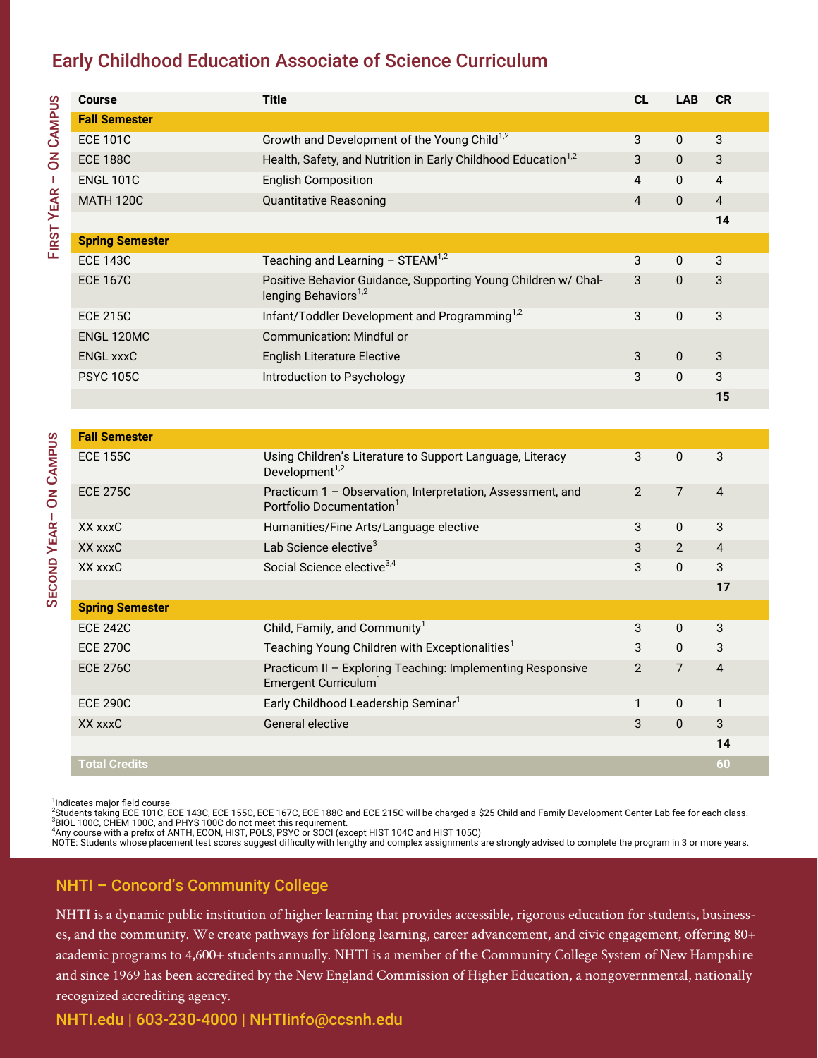## Early Childhood Education Associate of Science Curriculum

**First Year – On Campus**

| Course | Title | CL | LAB | CR |
|---|---|---|---|---|
| **Fall Semester** | | | | |
| ECE 101C | Growth and Development of the Young Child[1,2] | 3 | 0 | 3 |
| ECE 188C | Health, Safety, and Nutrition in Early Childhood Education[1,2] | 3 | 0 | 3 |
| ENGL 101C | English Composition | 4 | 0 | 4 |
| MATH 120C | Quantitative Reasoning | 4 | 0 | 4 |
| | | | | **14** |
| **Spring Semester** | | | | |
| ECE 143C | Teaching and Learning – STEAM[1,2] | 3 | 0 | 3 |
| ECE 167C | Positive Behavior Guidance, Supporting Young Children w/ Challenging Behaviors[1,2] | 3 | 0 | 3 |
| ECE 215C | Infant/Toddler Development and Programming[1,2] | 3 | 0 | 3 |
| ENGL 120MC | Communication: Mindful or | | | |
| ENGL xxxC | English Literature Elective | 3 | 0 | 3 |
| PSYC 105C | Introduction to Psychology | 3 | 0 | 3 |
| | | | | **15** |

**Second Year – On Campus**

| Course | Title | CL | LAB | CR |
|---|---|---|---|---|
| **Fall Semester** | | | | |
| ECE 155C | Using Children's Literature to Support Language, Literacy Development[1,2] | 3 | 0 | 3 |
| ECE 275C | Practicum 1 – Observation, Interpretation, Assessment, and Portfolio Documentation[1] | 2 | 7 | 4 |
| XX xxxC | Humanities/Fine Arts/Language elective | 3 | 0 | 3 |
| XX xxxC | Lab Science elective[3] | 3 | 2 | 4 |
| XX xxxC | Social Science elective[3,4] | 3 | 0 | 3 |
| | | | | **17** |
| **Spring Semester** | | | | |
| ECE 242C | Child, Family, and Community[1] | 3 | 0 | 3 |
| ECE 270C | Teaching Young Children with Exceptionalities[1] | 3 | 0 | 3 |
| ECE 276C | Practicum II – Exploring Teaching: Implementing Responsive Emergent Curriculum[1] | 2 | 7 | 4 |
| ECE 290C | Early Childhood Leadership Seminar[1] | 1 | 0 | 1 |
| XX xxxC | General elective | 3 | 0 | 3 |
| | | | | **14** |
| **Total Credits** | | | | **60** |

[1]Indicates major field course
[2]Students taking ECE 101C, ECE 143C, ECE 155C, ECE 167C, ECE 188C and ECE 215C will be charged a $25 Child and Family Development Center Lab fee for each class.
[3]BIOL 100C, CHEM 100C, and PHYS 100C do not meet this requirement.
[4]Any course with a prefix of ANTH, ECON, HIST, POLS, PSYC or SOCI (except HIST 104C and HIST 105C)
NOTE: Students whose placement test scores suggest difficulty with lengthy and complex assignments are strongly advised to complete the program in 3 or more years.

### NHTI – Concord's Community College

NHTI is a dynamic public institution of higher learning that provides accessible, rigorous education for students, businesses, and the community. We create pathways for lifelong learning, career advancement, and civic engagement, offering 80+ academic programs to 4,600+ students annually. NHTI is a member of the Community College System of New Hampshire and since 1969 has been accredited by the New England Commission of Higher Education, a nongovernmental, nationally recognized accrediting agency.

**NHTI.edu | 603-230-4000 | NHTIinfo@ccsnh.edu**